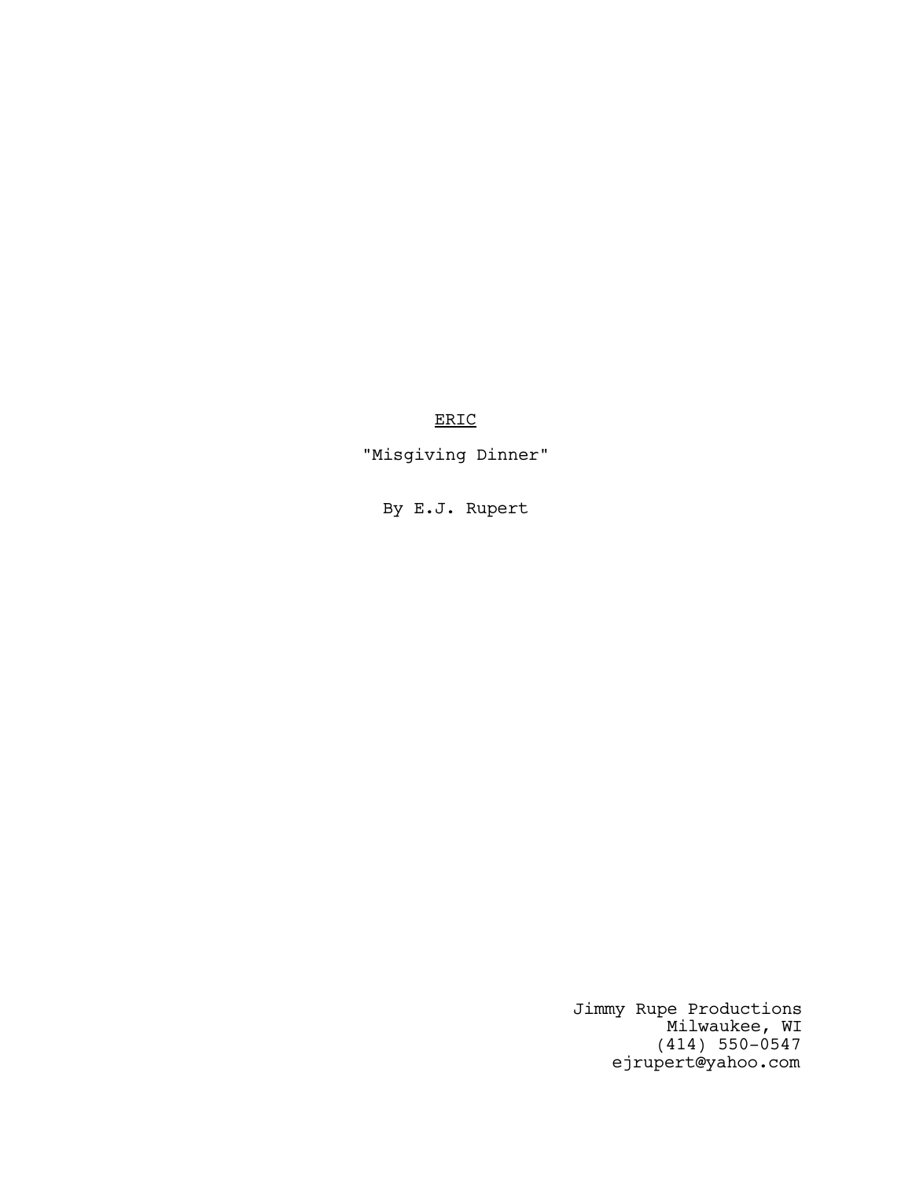<u>ERIC</u>

"Misgiving Dinner"

By E.J. Rupert

Jimmy Rupe Productions
Milwaukee, WI
(414) 550-0547
ejrupert@yahoo.com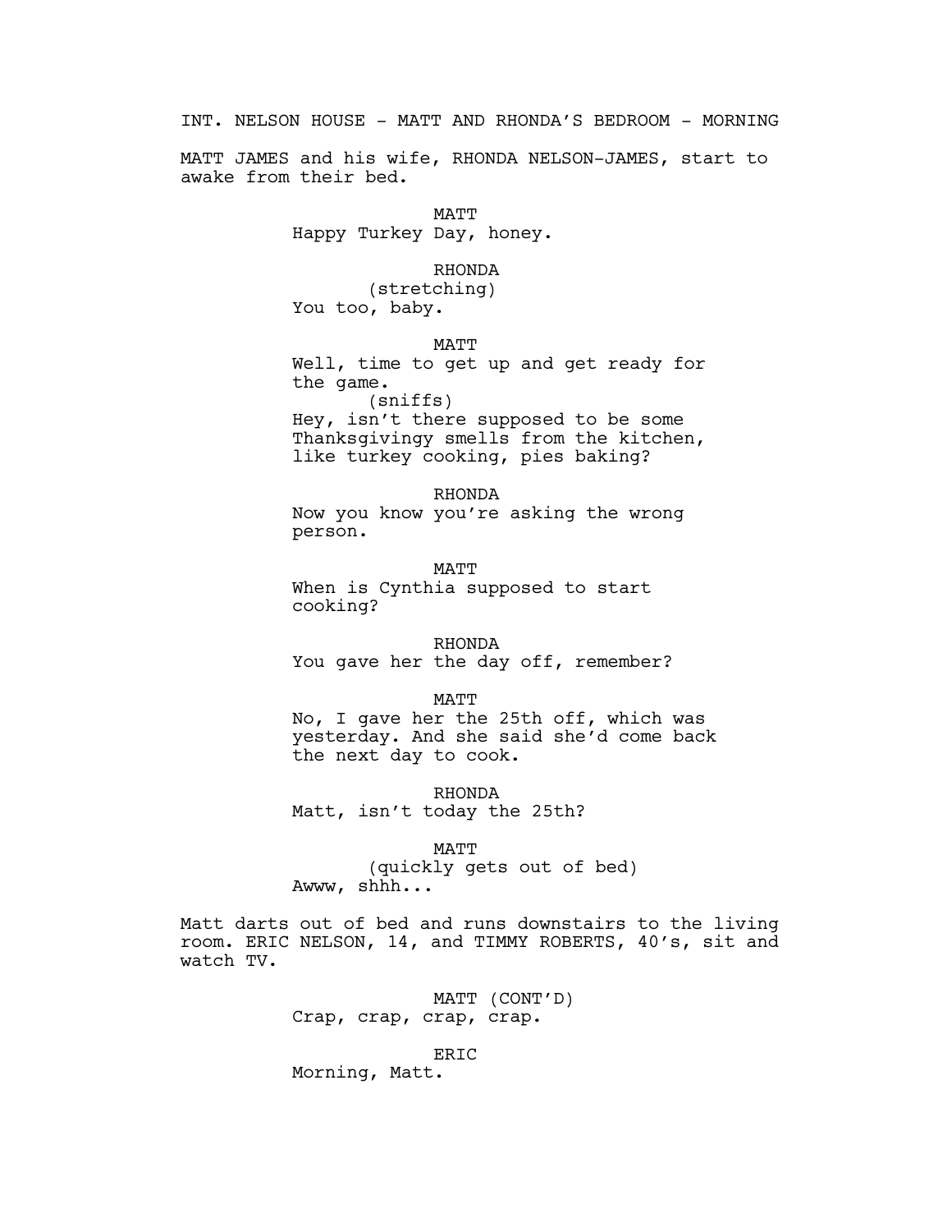INT. NELSON HOUSE - MATT AND RHONDA'S BEDROOM - MORNING

MATT JAMES and his wife, RHONDA NELSON-JAMES, start to awake from their bed.

MATT
Happy Turkey Day, honey.

RHONDA
(stretching)
You too, baby.

MATT
Well, time to get up and get ready for the game.
(sniffs)
Hey, isn't there supposed to be some Thanksgivingy smells from the kitchen, like turkey cooking, pies baking?

RHONDA
Now you know you're asking the wrong person.

MATT
When is Cynthia supposed to start cooking?

RHONDA
You gave her the day off, remember?

MATT
No, I gave her the 25th off, which was yesterday. And she said she'd come back the next day to cook.

RHONDA
Matt, isn't today the 25th?

MATT
(quickly gets out of bed)
Awww, shhh...

Matt darts out of bed and runs downstairs to the living room. ERIC NELSON, 14, and TIMMY ROBERTS, 40's, sit and watch TV.

MATT (CONT'D)
Crap, crap, crap, crap.

ERIC
Morning, Matt.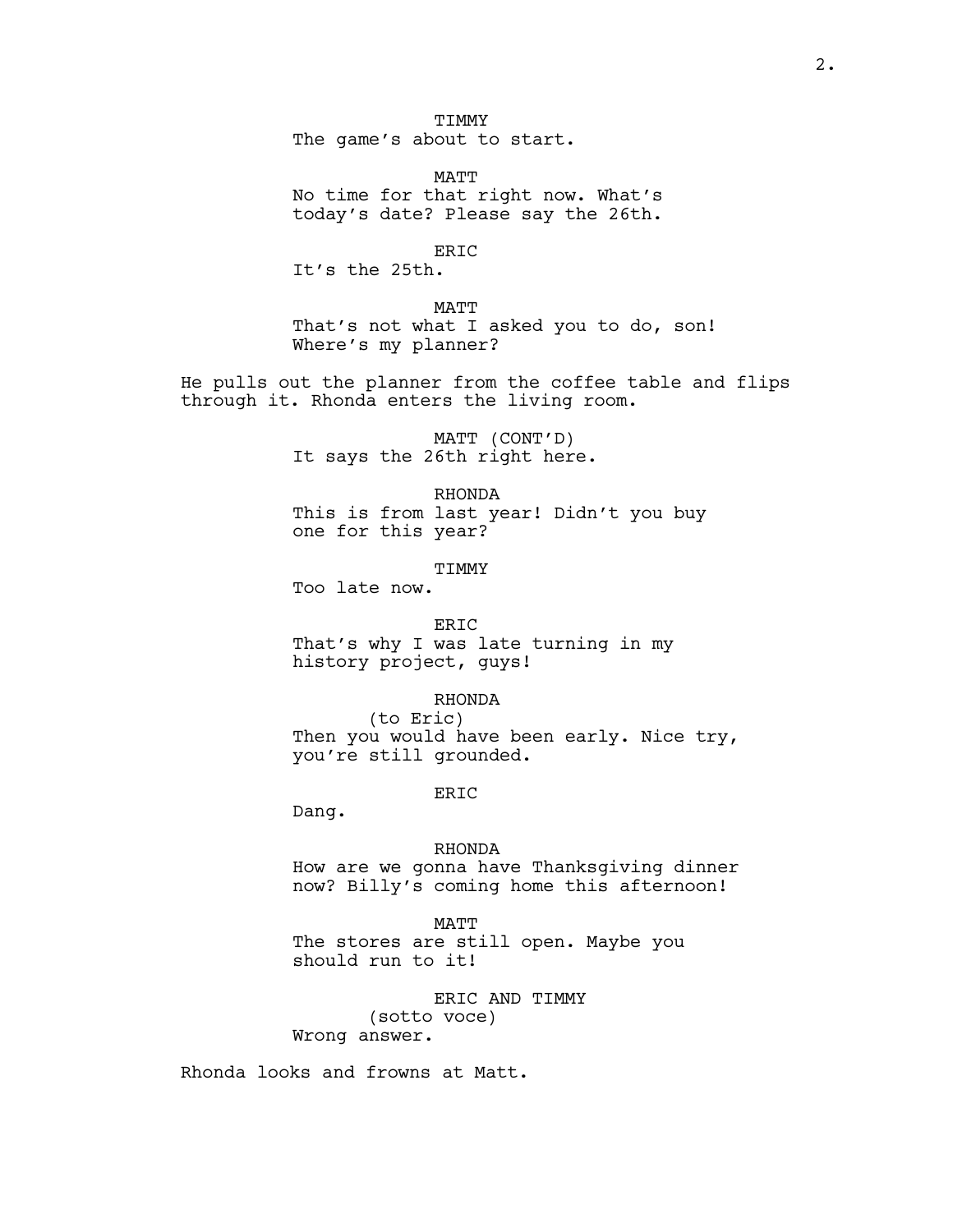TIMMY
The game's about to start.

MATT
No time for that right now. What's today's date? Please say the 26th.

ERIC
It's the 25th.

MATT
That's not what I asked you to do, son! Where's my planner?

He pulls out the planner from the coffee table and flips through it. Rhonda enters the living room.

MATT (CONT'D)
It says the 26th right here.

RHONDA
This is from last year! Didn't you buy one for this year?

TIMMY
Too late now.

ERIC
That's why I was late turning in my history project, guys!

RHONDA
(to Eric)
Then you would have been early. Nice try, you're still grounded.

ERIC
Dang.

RHONDA
How are we gonna have Thanksgiving dinner now? Billy's coming home this afternoon!

MATT
The stores are still open. Maybe you should run to it!

ERIC AND TIMMY
(sotto voce)
Wrong answer.

Rhonda looks and frowns at Matt.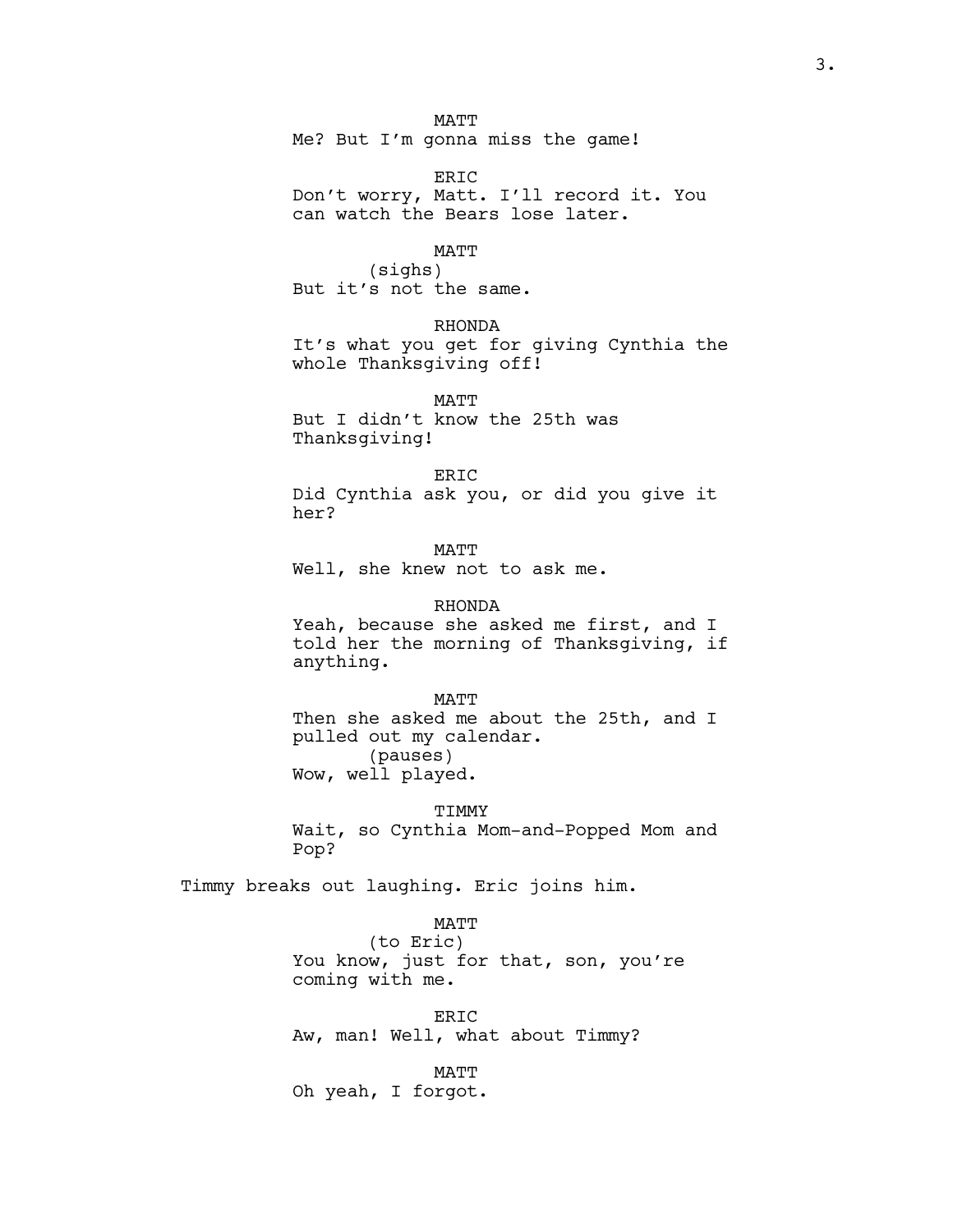MATT
Me? But I'm gonna miss the game!

ERIC
Don't worry, Matt. I'll record it. You can watch the Bears lose later.

MATT
(sighs)
But it's not the same.

RHONDA
It's what you get for giving Cynthia the whole Thanksgiving off!

MATT
But I didn't know the 25th was Thanksgiving!

ERIC
Did Cynthia ask you, or did you give it her?

MATT
Well, she knew not to ask me.

RHONDA
Yeah, because she asked me first, and I told her the morning of Thanksgiving, if anything.

MATT
Then she asked me about the 25th, and I pulled out my calendar.
(pauses)
Wow, well played.

TIMMY
Wait, so Cynthia Mom-and-Popped Mom and Pop?

Timmy breaks out laughing. Eric joins him.

MATT
(to Eric)
You know, just for that, son, you're coming with me.

ERIC
Aw, man! Well, what about Timmy?

MATT
Oh yeah, I forgot.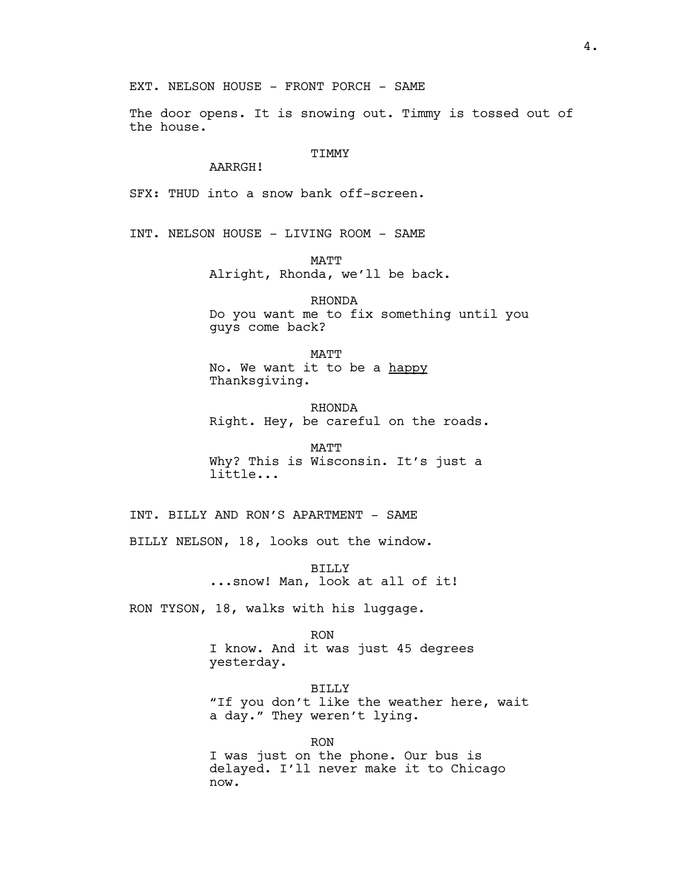EXT. NELSON HOUSE - FRONT PORCH - SAME

The door opens. It is snowing out. Timmy is tossed out of the house.

TIMMY
AARRGH!

SFX: THUD into a snow bank off-screen.

INT. NELSON HOUSE - LIVING ROOM - SAME

MATT
Alright, Rhonda, we'll be back.

RHONDA
Do you want me to fix something until you guys come back?

MATT
No. We want it to be a <u>happy</u> Thanksgiving.

RHONDA
Right. Hey, be careful on the roads.

MATT
Why? This is Wisconsin. It's just a little...

INT. BILLY AND RON'S APARTMENT - SAME

BILLY NELSON, 18, looks out the window.

BILLY
...snow! Man, look at all of it!

RON TYSON, 18, walks with his luggage.

RON
I know. And it was just 45 degrees yesterday.

BILLY
"If you don't like the weather here, wait a day." They weren't lying.

RON
I was just on the phone. Our bus is delayed. I'll never make it to Chicago now.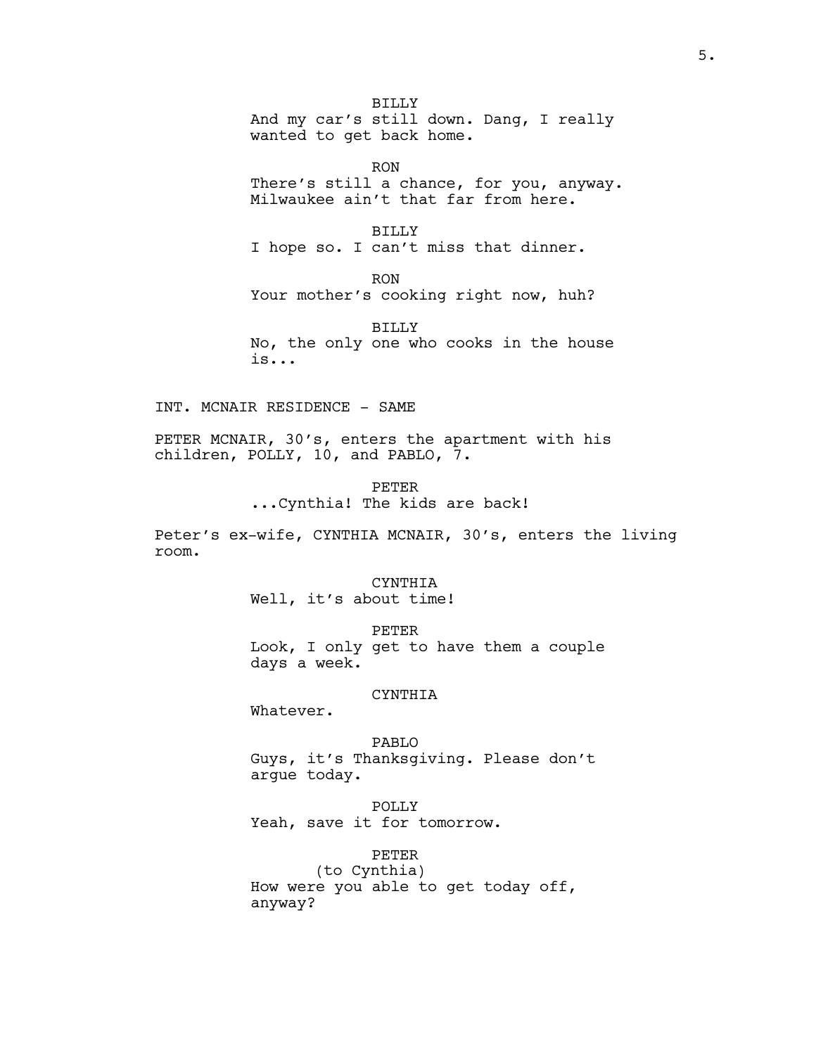BILLY
And my car's still down. Dang, I really wanted to get back home.

RON
There's still a chance, for you, anyway. Milwaukee ain't that far from here.

BILLY
I hope so. I can't miss that dinner.

RON
Your mother's cooking right now, huh?

BILLY
No, the only one who cooks in the house is...

INT. MCNAIR RESIDENCE - SAME

PETER MCNAIR, 30's, enters the apartment with his children, POLLY, 10, and PABLO, 7.

PETER
...Cynthia! The kids are back!

Peter's ex-wife, CYNTHIA MCNAIR, 30's, enters the living room.

CYNTHIA
Well, it's about time!

PETER
Look, I only get to have them a couple days a week.

CYNTHIA
Whatever.

PABLO
Guys, it's Thanksgiving. Please don't argue today.

POLLY
Yeah, save it for tomorrow.

PETER
(to Cynthia)
How were you able to get today off, anyway?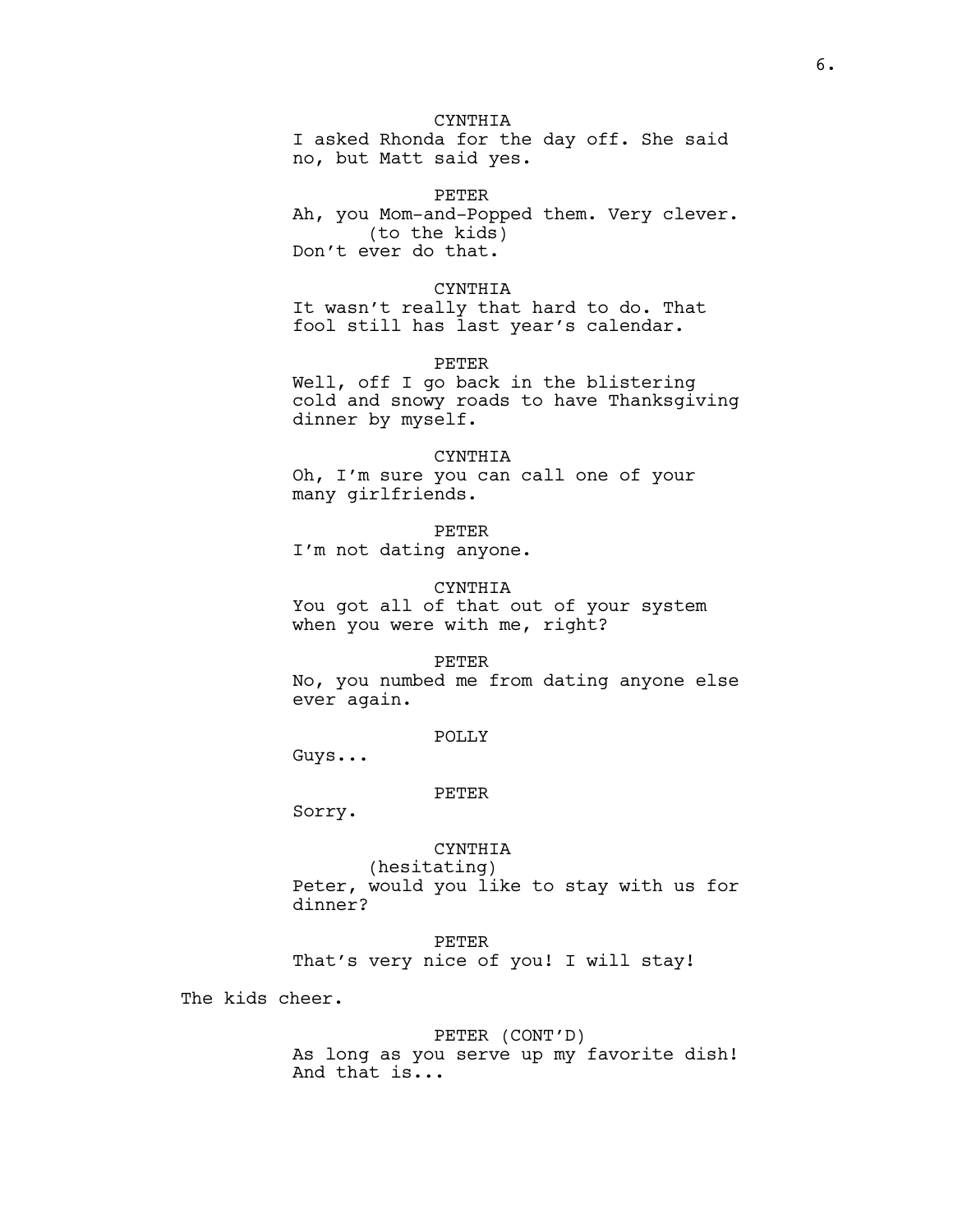CYNTHIA
I asked Rhonda for the day off. She said no, but Matt said yes.

PETER
Ah, you Mom-and-Popped them. Very clever.
(to the kids)
Don't ever do that.

CYNTHIA
It wasn't really that hard to do. That fool still has last year's calendar.

PETER
Well, off I go back in the blistering cold and snowy roads to have Thanksgiving dinner by myself.

CYNTHIA
Oh, I'm sure you can call one of your many girlfriends.

PETER
I'm not dating anyone.

CYNTHIA
You got all of that out of your system when you were with me, right?

PETER
No, you numbed me from dating anyone else ever again.

POLLY
Guys...

PETER
Sorry.

CYNTHIA
(hesitating)
Peter, would you like to stay with us for dinner?

PETER
That's very nice of you! I will stay!

The kids cheer.

PETER (CONT'D)
As long as you serve up my favorite dish! And that is...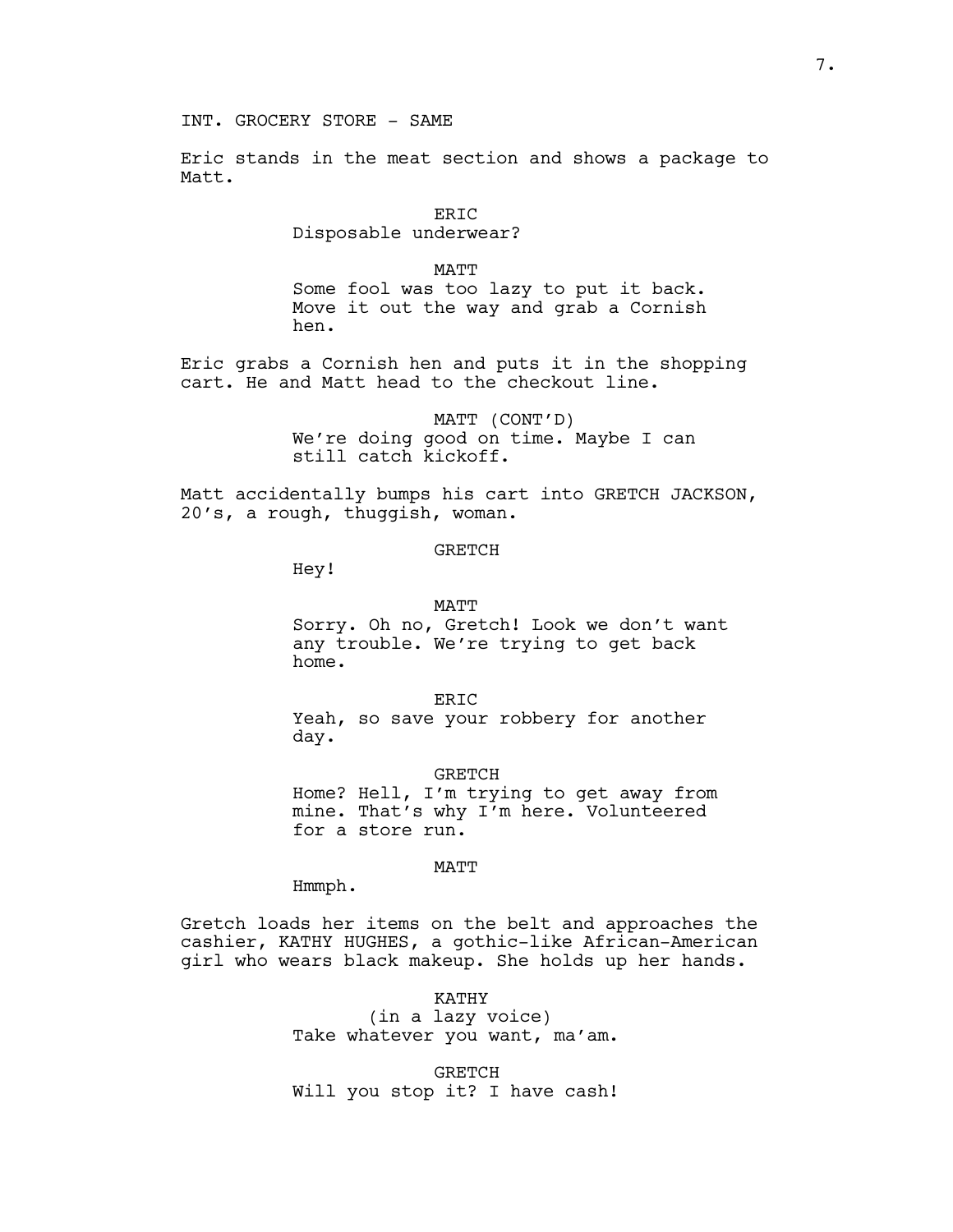INT. GROCERY STORE - SAME

Eric stands in the meat section and shows a package to Matt.

ERIC
Disposable underwear?

MATT
Some fool was too lazy to put it back. Move it out the way and grab a Cornish hen.

Eric grabs a Cornish hen and puts it in the shopping cart. He and Matt head to the checkout line.

MATT (CONT'D)
We're doing good on time. Maybe I can still catch kickoff.

Matt accidentally bumps his cart into GRETCH JACKSON, 20's, a rough, thuggish, woman.

GRETCH
Hey!

MATT
Sorry. Oh no, Gretch! Look we don't want any trouble. We're trying to get back home.

ERIC
Yeah, so save your robbery for another day.

GRETCH
Home? Hell, I'm trying to get away from mine. That's why I'm here. Volunteered for a store run.

MATT
Hmmph.

Gretch loads her items on the belt and approaches the cashier, KATHY HUGHES, a gothic-like African-American girl who wears black makeup. She holds up her hands.

KATHY
(in a lazy voice)
Take whatever you want, ma'am.

GRETCH
Will you stop it? I have cash!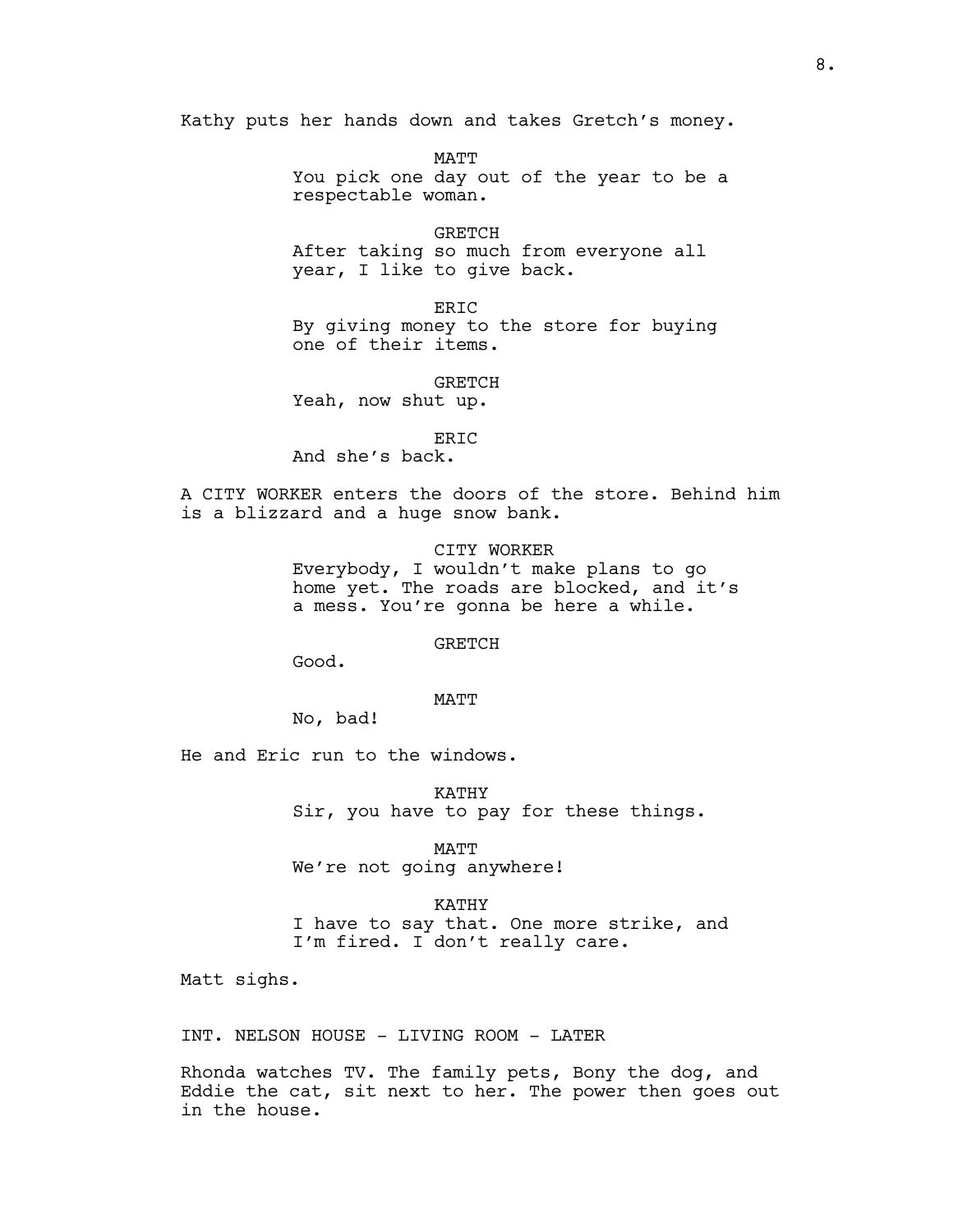Kathy puts her hands down and takes Gretch's money.

MATT
You pick one day out of the year to be a respectable woman.

GRETCH
After taking so much from everyone all year, I like to give back.

ERIC
By giving money to the store for buying one of their items.

GRETCH
Yeah, now shut up.

ERIC
And she's back.

A CITY WORKER enters the doors of the store. Behind him is a blizzard and a huge snow bank.

CITY WORKER
Everybody, I wouldn't make plans to go home yet. The roads are blocked, and it's a mess. You're gonna be here a while.

GRETCH
Good.

MATT
No, bad!

He and Eric run to the windows.

KATHY
Sir, you have to pay for these things.

MATT
We're not going anywhere!

KATHY
I have to say that. One more strike, and I'm fired. I don't really care.

Matt sighs.

INT. NELSON HOUSE - LIVING ROOM - LATER

Rhonda watches TV. The family pets, Bony the dog, and Eddie the cat, sit next to her. The power then goes out in the house.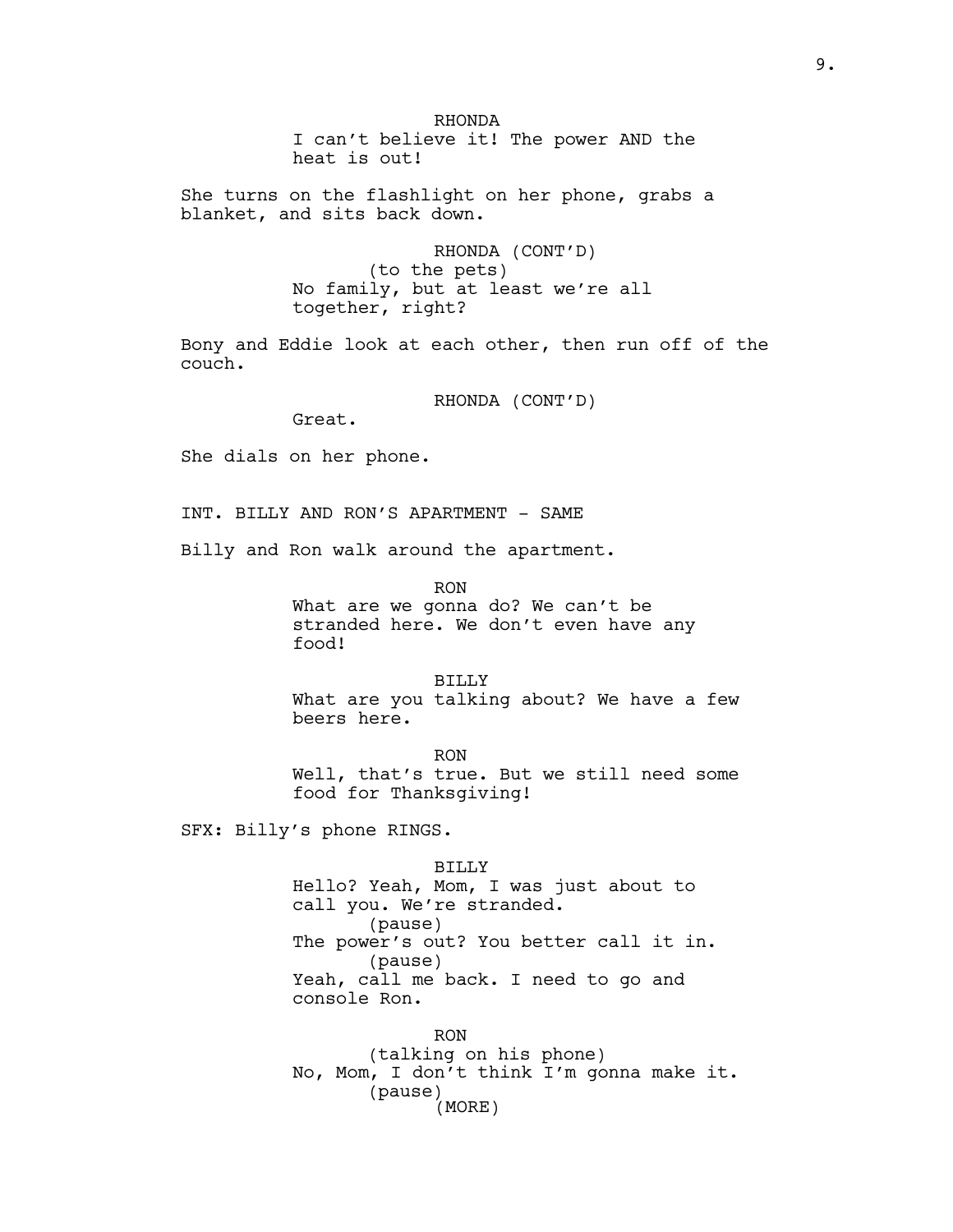RHONDA
I can't believe it! The power AND the heat is out!

She turns on the flashlight on her phone, grabs a blanket, and sits back down.

RHONDA (CONT'D)
(to the pets)
No family, but at least we're all together, right?

Bony and Eddie look at each other, then run off of the couch.

RHONDA (CONT'D)
Great.

She dials on her phone.

INT. BILLY AND RON'S APARTMENT - SAME

Billy and Ron walk around the apartment.

RON
What are we gonna do? We can't be stranded here. We don't even have any food!

BILLY
What are you talking about? We have a few beers here.

RON
Well, that's true. But we still need some food for Thanksgiving!

SFX: Billy's phone RINGS.

BILLY
Hello? Yeah, Mom, I was just about to call you. We're stranded.
(pause)
The power's out? You better call it in.
(pause)
Yeah, call me back. I need to go and console Ron.

RON
(talking on his phone)
No, Mom, I don't think I'm gonna make it.
(pause)
(MORE)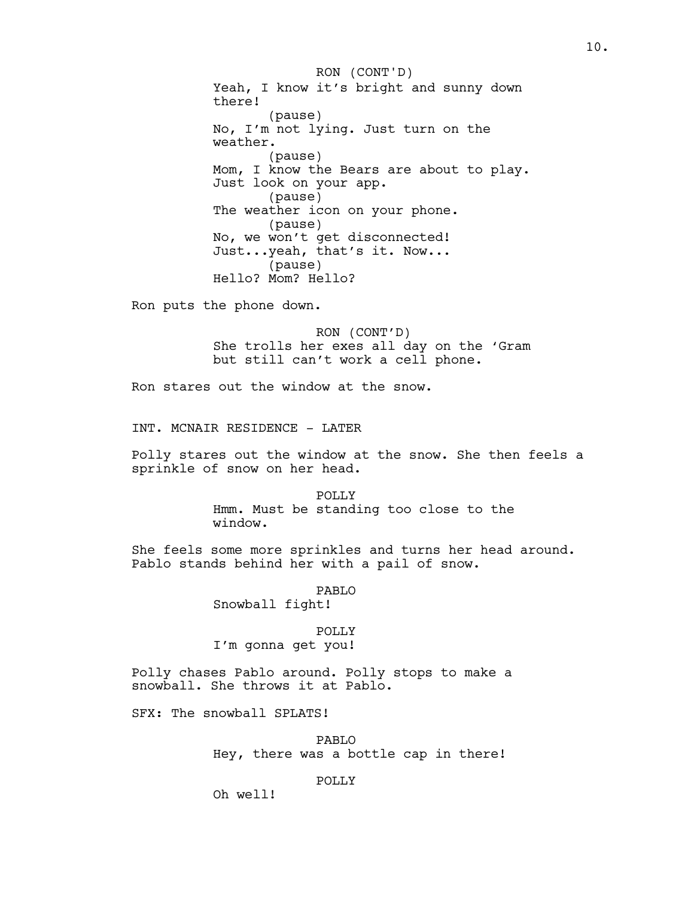RON (CONT'D)
Yeah, I know it's bright and sunny down there!
(pause)
No, I'm not lying. Just turn on the weather.
(pause)
Mom, I know the Bears are about to play. Just look on your app.
(pause)
The weather icon on your phone.
(pause)
No, we won't get disconnected! Just...yeah, that's it. Now...
(pause)
Hello? Mom? Hello?

Ron puts the phone down.

RON (CONT'D)
She trolls her exes all day on the 'Gram but still can't work a cell phone.

Ron stares out the window at the snow.

INT. MCNAIR RESIDENCE - LATER

Polly stares out the window at the snow. She then feels a sprinkle of snow on her head.

POLLY
Hmm. Must be standing too close to the window.

She feels some more sprinkles and turns her head around. Pablo stands behind her with a pail of snow.

PABLO
Snowball fight!

POLLY
I'm gonna get you!

Polly chases Pablo around. Polly stops to make a snowball. She throws it at Pablo.

SFX: The snowball SPLATS!

PABLO
Hey, there was a bottle cap in there!

POLLY
Oh well!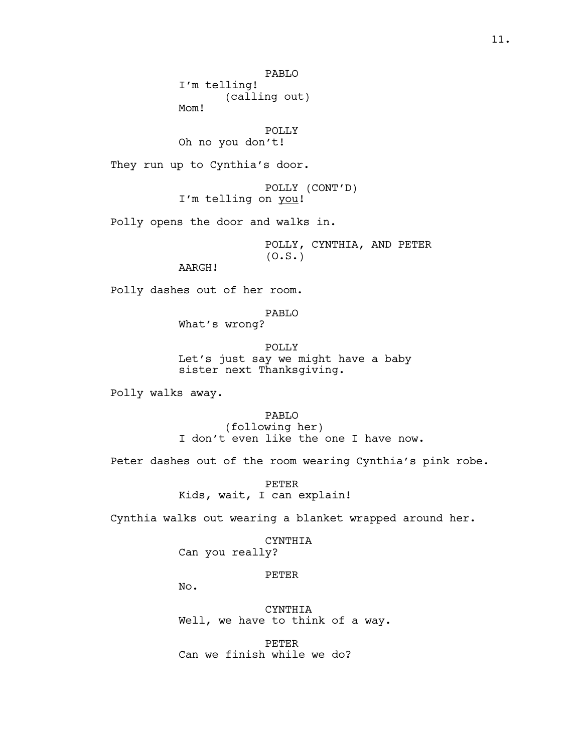PABLO

I'm telling!

(calling out)

Mom!

POLLY

Oh no you don't!

They run up to Cynthia's door.

POLLY (CONT'D)

I'm telling on _you_!

Polly opens the door and walks in.

POLLY, CYNTHIA, AND PETER (O.S.)

AARGH!

Polly dashes out of her room.

PABLO

What's wrong?

POLLY

Let's just say we might have a baby sister next Thanksgiving.

Polly walks away.

PABLO

(following her)

I don't even like the one I have now.

Peter dashes out of the room wearing Cynthia's pink robe.

PETER

Kids, wait, I can explain!

Cynthia walks out wearing a blanket wrapped around her.

CYNTHIA

Can you really?

PETER

No.

CYNTHIA

Well, we have to think of a way.

PETER

Can we finish while we do?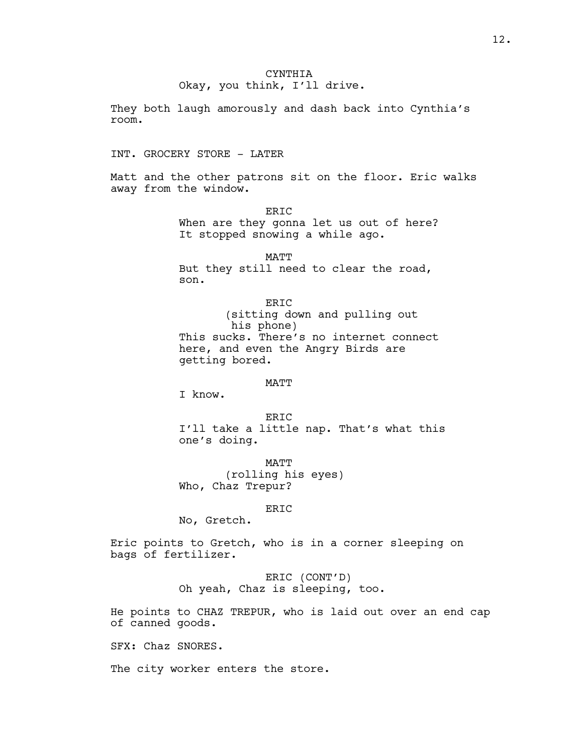CYNTHIA
Okay, you think, I'll drive.

They both laugh amorously and dash back into Cynthia's room.

INT. GROCERY STORE - LATER

Matt and the other patrons sit on the floor. Eric walks away from the window.

ERIC
When are they gonna let us out of here? It stopped snowing a while ago.

MATT
But they still need to clear the road, son.

ERIC
(sitting down and pulling out his phone)
This sucks. There's no internet connect here, and even the Angry Birds are getting bored.

MATT
I know.

ERIC
I'll take a little nap. That's what this one's doing.

MATT
(rolling his eyes)
Who, Chaz Trepur?

ERIC
No, Gretch.

Eric points to Gretch, who is in a corner sleeping on bags of fertilizer.

ERIC (CONT'D)
Oh yeah, Chaz is sleeping, too.

He points to CHAZ TREPUR, who is laid out over an end cap of canned goods.

SFX: Chaz SNORES.

The city worker enters the store.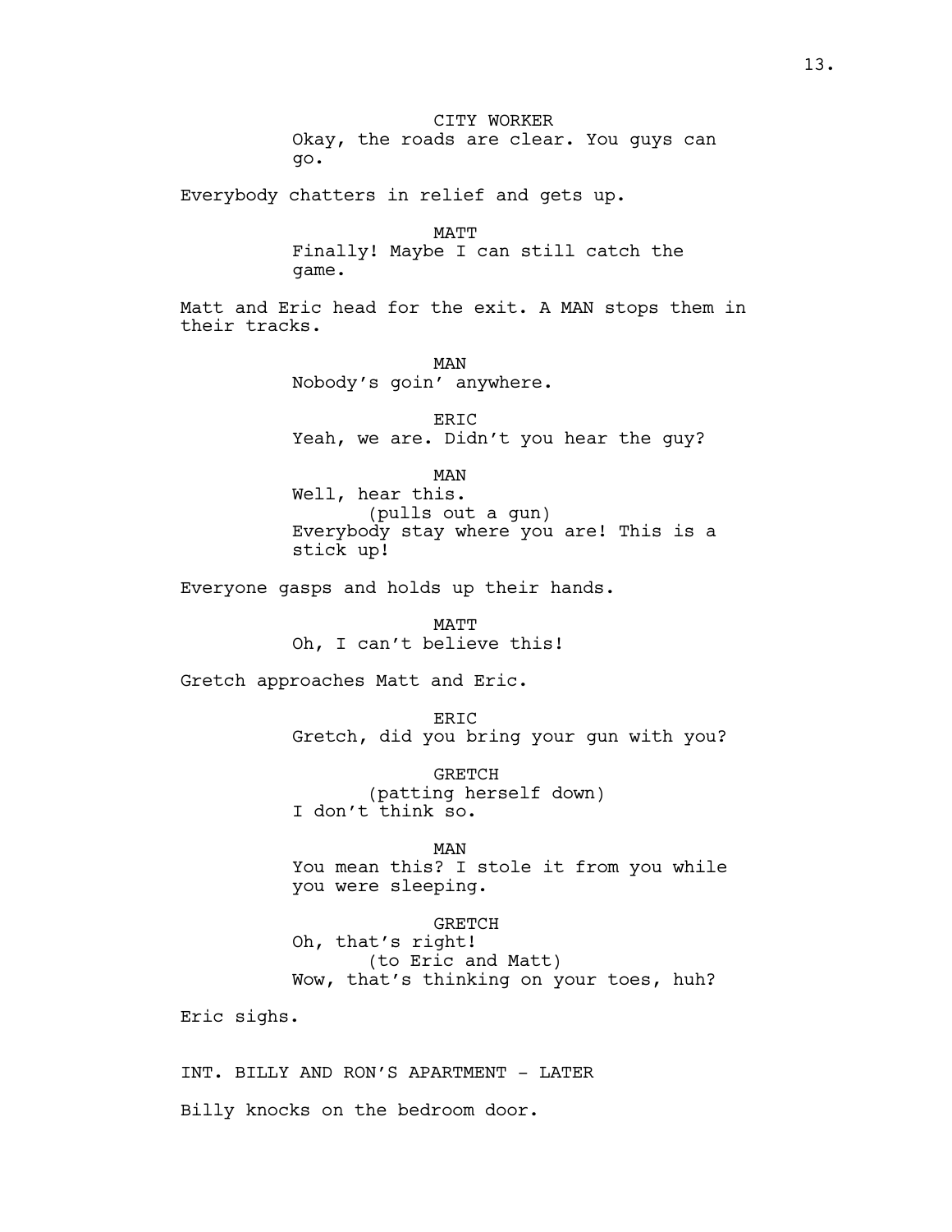CITY WORKER
Okay, the roads are clear. You guys can go.

Everybody chatters in relief and gets up.

MATT
Finally! Maybe I can still catch the game.

Matt and Eric head for the exit. A MAN stops them in their tracks.

MAN
Nobody's goin' anywhere.

ERIC
Yeah, we are. Didn't you hear the guy?

MAN
Well, hear this.
(pulls out a gun)
Everybody stay where you are! This is a stick up!

Everyone gasps and holds up their hands.

MATT
Oh, I can't believe this!

Gretch approaches Matt and Eric.

ERIC
Gretch, did you bring your gun with you?

GRETCH
(patting herself down)
I don't think so.

MAN
You mean this? I stole it from you while you were sleeping.

GRETCH
Oh, that's right!
(to Eric and Matt)
Wow, that's thinking on your toes, huh?

Eric sighs.

INT. BILLY AND RON'S APARTMENT - LATER

Billy knocks on the bedroom door.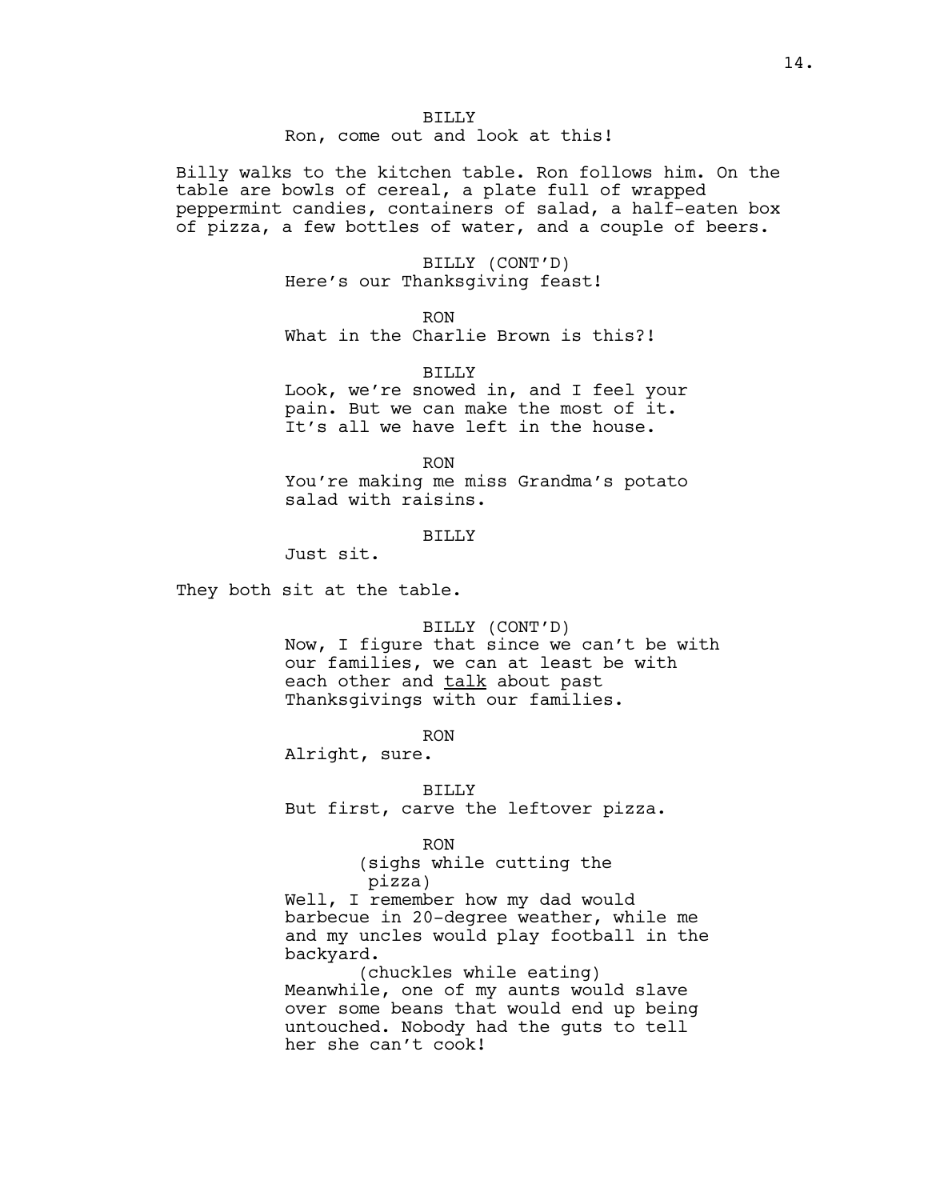BILLY
Ron, come out and look at this!

Billy walks to the kitchen table. Ron follows him. On the table are bowls of cereal, a plate full of wrapped peppermint candies, containers of salad, a half-eaten box of pizza, a few bottles of water, and a couple of beers.

BILLY (CONT'D)
Here's our Thanksgiving feast!

RON
What in the Charlie Brown is this?!

BILLY
Look, we're snowed in, and I feel your pain. But we can make the most of it. It's all we have left in the house.

RON
You're making me miss Grandma's potato salad with raisins.

BILLY
Just sit.

They both sit at the table.

BILLY (CONT'D)
Now, I figure that since we can't be with our families, we can at least be with each other and <u>talk</u> about past Thanksgivings with our families.

RON
Alright, sure.

BILLY
But first, carve the leftover pizza.

RON
(sighs while cutting the pizza)
Well, I remember how my dad would barbecue in 20-degree weather, while me and my uncles would play football in the backyard.
(chuckles while eating)
Meanwhile, one of my aunts would slave over some beans that would end up being untouched. Nobody had the guts to tell her she can't cook!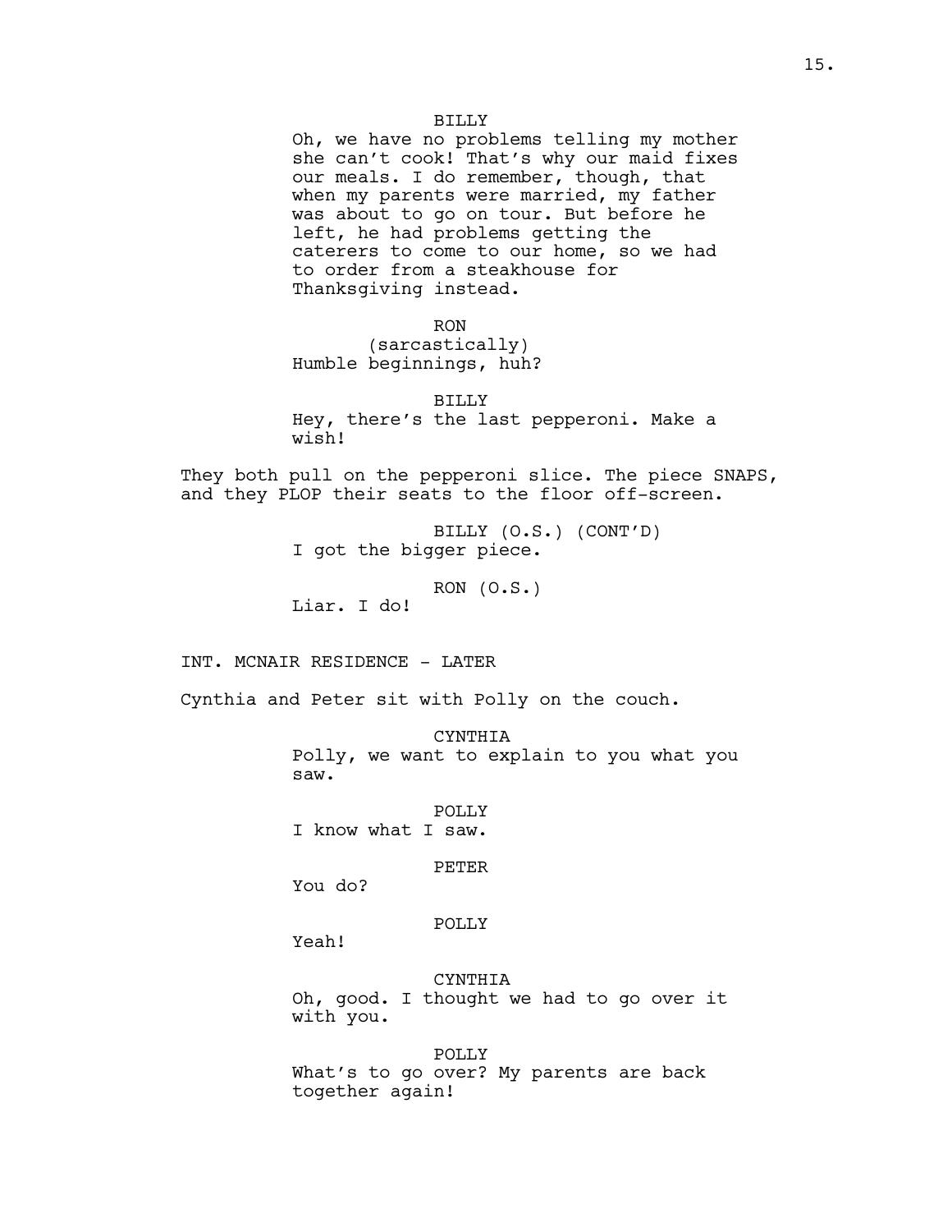BILLY
Oh, we have no problems telling my mother she can't cook! That's why our maid fixes our meals. I do remember, though, that when my parents were married, my father was about to go on tour. But before he left, he had problems getting the caterers to come to our home, so we had to order from a steakhouse for Thanksgiving instead.

RON
(sarcastically)
Humble beginnings, huh?

BILLY
Hey, there's the last pepperoni. Make a wish!

They both pull on the pepperoni slice. The piece SNAPS, and they PLOP their seats to the floor off-screen.

BILLY (O.S.) (CONT'D)
I got the bigger piece.

RON (O.S.)
Liar. I do!

INT. MCNAIR RESIDENCE - LATER

Cynthia and Peter sit with Polly on the couch.

CYNTHIA
Polly, we want to explain to you what you saw.

POLLY
I know what I saw.

PETER
You do?

POLLY
Yeah!

CYNTHIA
Oh, good. I thought we had to go over it with you.

POLLY
What's to go over? My parents are back together again!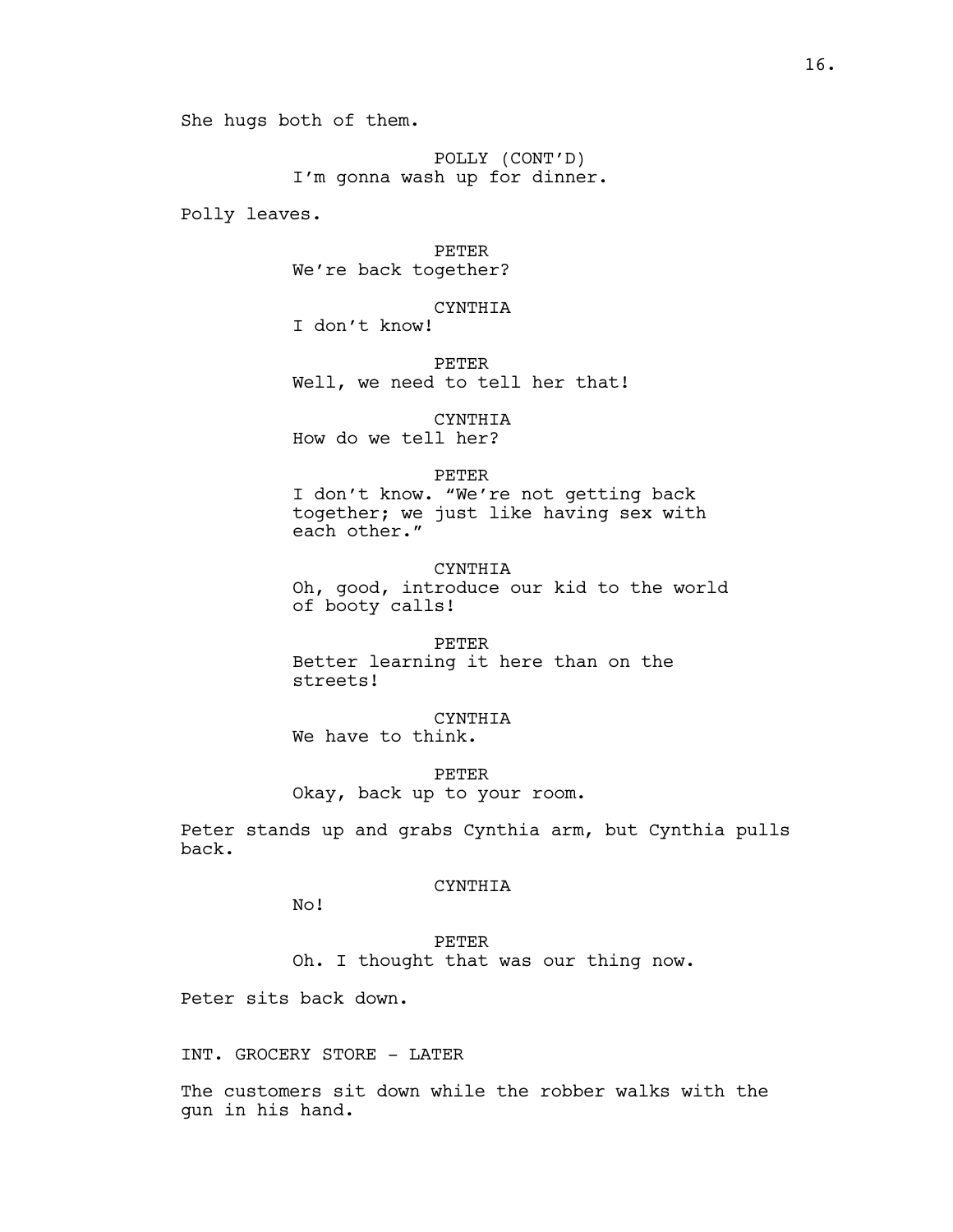She hugs both of them.

POLLY (CONT'D)
I'm gonna wash up for dinner.

Polly leaves.

PETER
We're back together?

CYNTHIA
I don't know!

PETER
Well, we need to tell her that!

CYNTHIA
How do we tell her?

PETER
I don't know. "We're not getting back together; we just like having sex with each other."

CYNTHIA
Oh, good, introduce our kid to the world of booty calls!

PETER
Better learning it here than on the streets!

CYNTHIA
We have to think.

PETER
Okay, back up to your room.

Peter stands up and grabs Cynthia arm, but Cynthia pulls back.

CYNTHIA
No!

PETER
Oh. I thought that was our thing now.

Peter sits back down.

INT. GROCERY STORE - LATER

The customers sit down while the robber walks with the gun in his hand.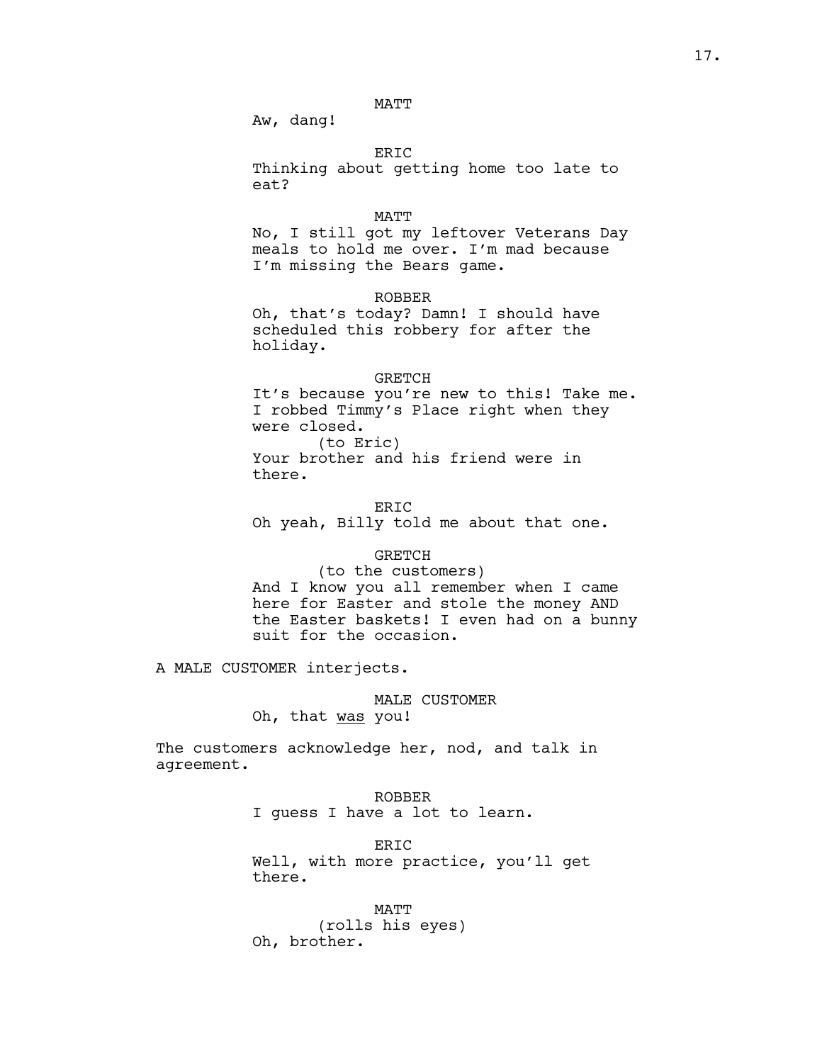MATT
Aw, dang!

ERIC
Thinking about getting home too late to eat?

MATT
No, I still got my leftover Veterans Day meals to hold me over. I'm mad because I'm missing the Bears game.

ROBBER
Oh, that's today? Damn! I should have scheduled this robbery for after the holiday.

GRETCH
It's because you're new to this! Take me. I robbed Timmy's Place right when they were closed.
(to Eric)
Your brother and his friend were in there.

ERIC
Oh yeah, Billy told me about that one.

GRETCH
(to the customers)
And I know you all remember when I came here for Easter and stole the money AND the Easter baskets! I even had on a bunny suit for the occasion.

A MALE CUSTOMER interjects.

MALE CUSTOMER
Oh, that <u>was</u> you!

The customers acknowledge her, nod, and talk in agreement.

ROBBER
I guess I have a lot to learn.

ERIC
Well, with more practice, you'll get there.

MATT
(rolls his eyes)
Oh, brother.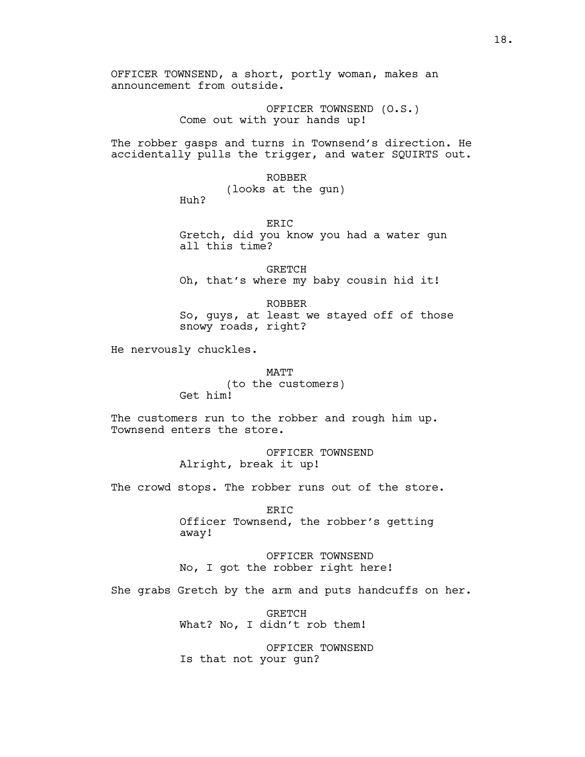OFFICER TOWNSEND, a short, portly woman, makes an announcement from outside.

OFFICER TOWNSEND (O.S.)
Come out with your hands up!

The robber gasps and turns in Townsend's direction. He accidentally pulls the trigger, and water SQUIRTS out.

ROBBER
(looks at the gun)
Huh?

ERIC
Gretch, did you know you had a water gun all this time?

GRETCH
Oh, that's where my baby cousin hid it!

ROBBER
So, guys, at least we stayed off of those snowy roads, right?

He nervously chuckles.

MATT
(to the customers)
Get him!

The customers run to the robber and rough him up. Townsend enters the store.

OFFICER TOWNSEND
Alright, break it up!

The crowd stops. The robber runs out of the store.

ERIC
Officer Townsend, the robber's getting away!

OFFICER TOWNSEND
No, I got the robber right here!

She grabs Gretch by the arm and puts handcuffs on her.

GRETCH
What? No, I didn't rob them!

OFFICER TOWNSEND
Is that not your gun?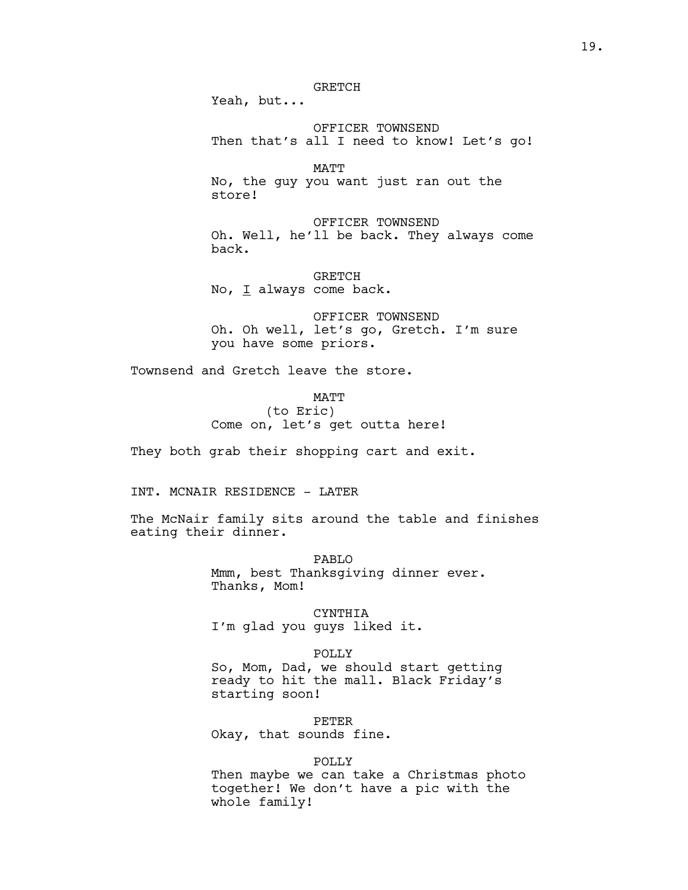GRETCH
Yeah, but...

OFFICER TOWNSEND
Then that's all I need to know! Let's go!

MATT
No, the guy you want just ran out the store!

OFFICER TOWNSEND
Oh. Well, he'll be back. They always come back.

GRETCH
No, <u>I</u> always come back.

OFFICER TOWNSEND
Oh. Oh well, let's go, Gretch. I'm sure you have some priors.

Townsend and Gretch leave the store.

MATT
(to Eric)
Come on, let's get outta here!

They both grab their shopping cart and exit.

INT. MCNAIR RESIDENCE - LATER

The McNair family sits around the table and finishes eating their dinner.

PABLO
Mmm, best Thanksgiving dinner ever. Thanks, Mom!

CYNTHIA
I'm glad you guys liked it.

POLLY
So, Mom, Dad, we should start getting ready to hit the mall. Black Friday's starting soon!

PETER
Okay, that sounds fine.

POLLY
Then maybe we can take a Christmas photo together! We don't have a pic with the whole family!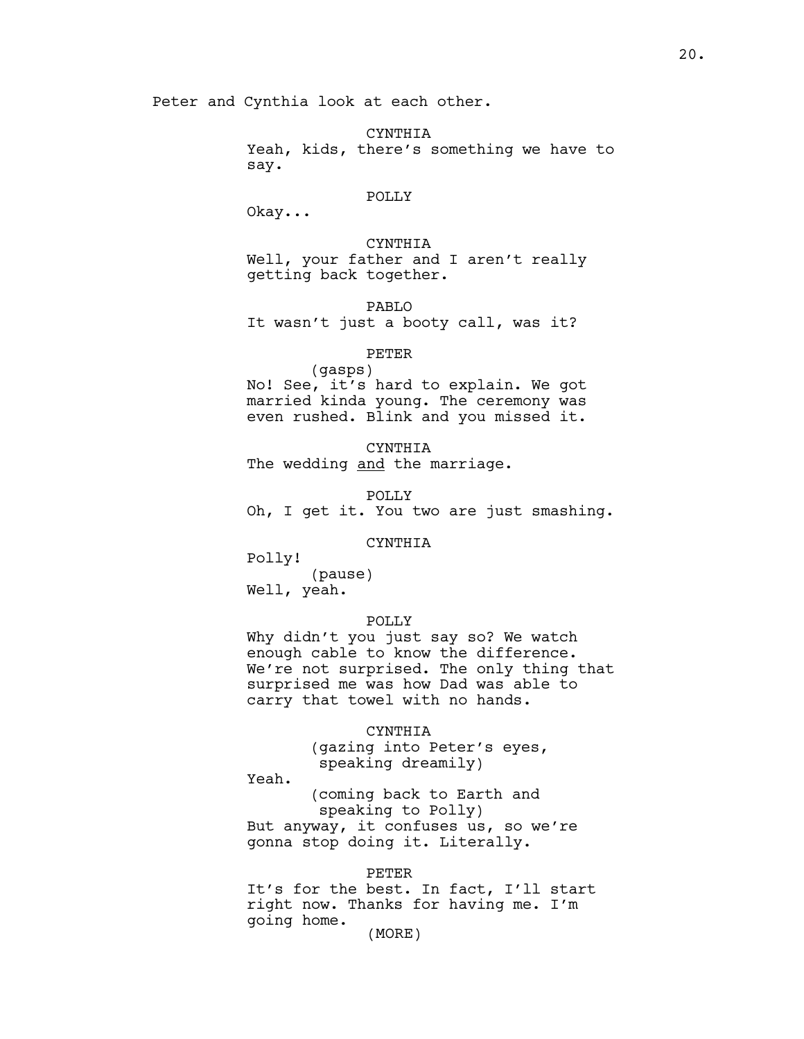Peter and Cynthia look at each other.

CYNTHIA
Yeah, kids, there's something we have to say.

POLLY
Okay...

CYNTHIA
Well, your father and I aren't really getting back together.

PABLO
It wasn't just a booty call, was it?

PETER
(gasps)
No! See, it's hard to explain. We got married kinda young. The ceremony was even rushed. Blink and you missed it.

CYNTHIA
The wedding <u>and</u> the marriage.

POLLY
Oh, I get it. You two are just smashing.

CYNTHIA
Polly!
(pause)
Well, yeah.

POLLY
Why didn't you just say so? We watch enough cable to know the difference. We're not surprised. The only thing that surprised me was how Dad was able to carry that towel with no hands.

CYNTHIA
(gazing into Peter's eyes, speaking dreamily)
Yeah.
(coming back to Earth and speaking to Polly)
But anyway, it confuses us, so we're gonna stop doing it. Literally.

PETER
It's for the best. In fact, I'll start right now. Thanks for having me. I'm going home.
(MORE)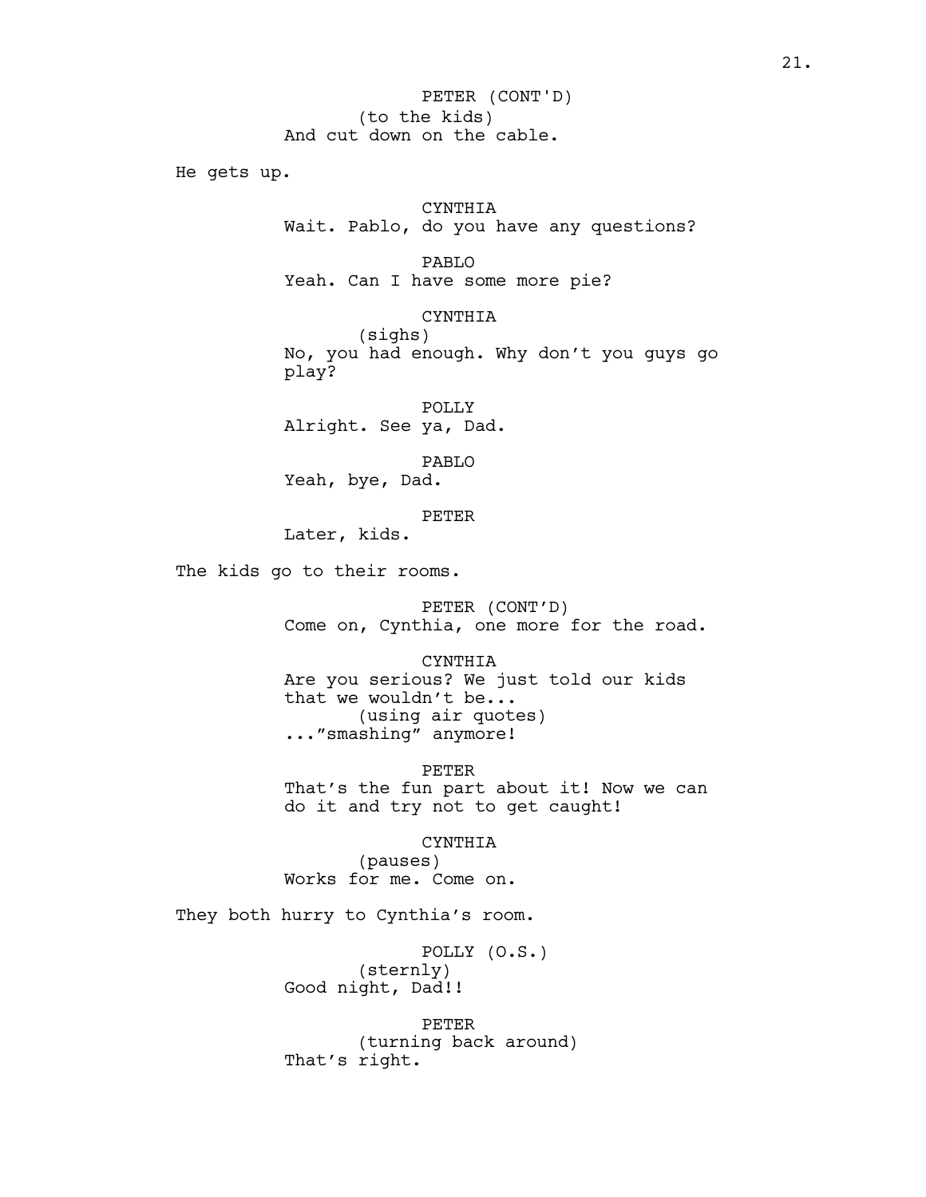PETER (CONT'D)
(to the kids)
And cut down on the cable.

He gets up.

CYNTHIA
Wait. Pablo, do you have any questions?

PABLO
Yeah. Can I have some more pie?

CYNTHIA
(sighs)
No, you had enough. Why don't you guys go play?

POLLY
Alright. See ya, Dad.

PABLO
Yeah, bye, Dad.

PETER
Later, kids.

The kids go to their rooms.

PETER (CONT'D)
Come on, Cynthia, one more for the road.

CYNTHIA
Are you serious? We just told our kids that we wouldn't be...
(using air quotes)
..."smashing" anymore!

PETER
That's the fun part about it! Now we can do it and try not to get caught!

CYNTHIA
(pauses)
Works for me. Come on.

They both hurry to Cynthia's room.

POLLY (O.S.)
(sternly)
Good night, Dad!!

PETER
(turning back around)
That's right.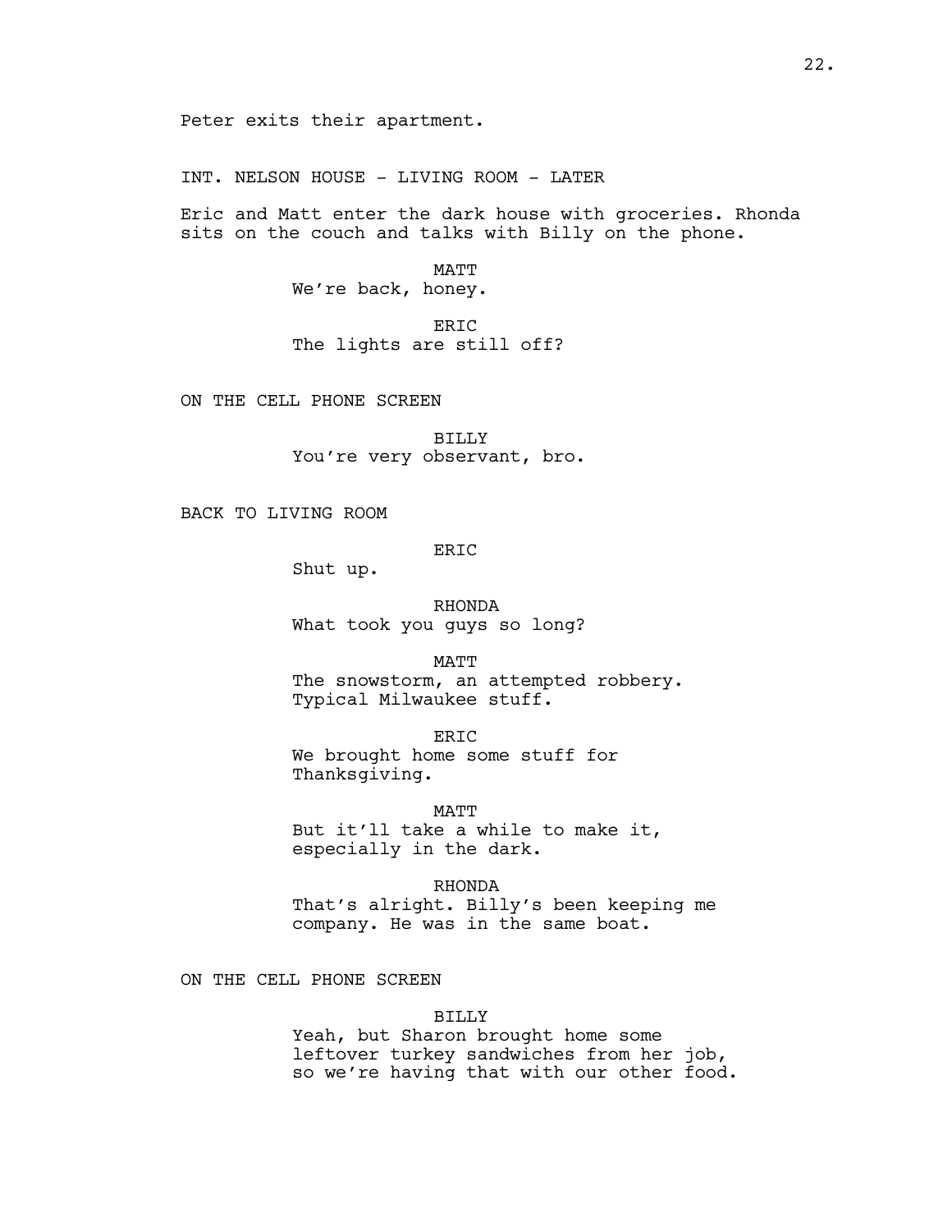Peter exits their apartment.

INT. NELSON HOUSE - LIVING ROOM - LATER

Eric and Matt enter the dark house with groceries. Rhonda sits on the couch and talks with Billy on the phone.

MATT
We're back, honey.

ERIC
The lights are still off?

ON THE CELL PHONE SCREEN

BILLY
You're very observant, bro.

BACK TO LIVING ROOM

ERIC
Shut up.

RHONDA
What took you guys so long?

MATT
The snowstorm, an attempted robbery. Typical Milwaukee stuff.

ERIC
We brought home some stuff for Thanksgiving.

MATT
But it'll take a while to make it, especially in the dark.

RHONDA
That's alright. Billy's been keeping me company. He was in the same boat.

ON THE CELL PHONE SCREEN

BILLY
Yeah, but Sharon brought home some leftover turkey sandwiches from her job, so we're having that with our other food.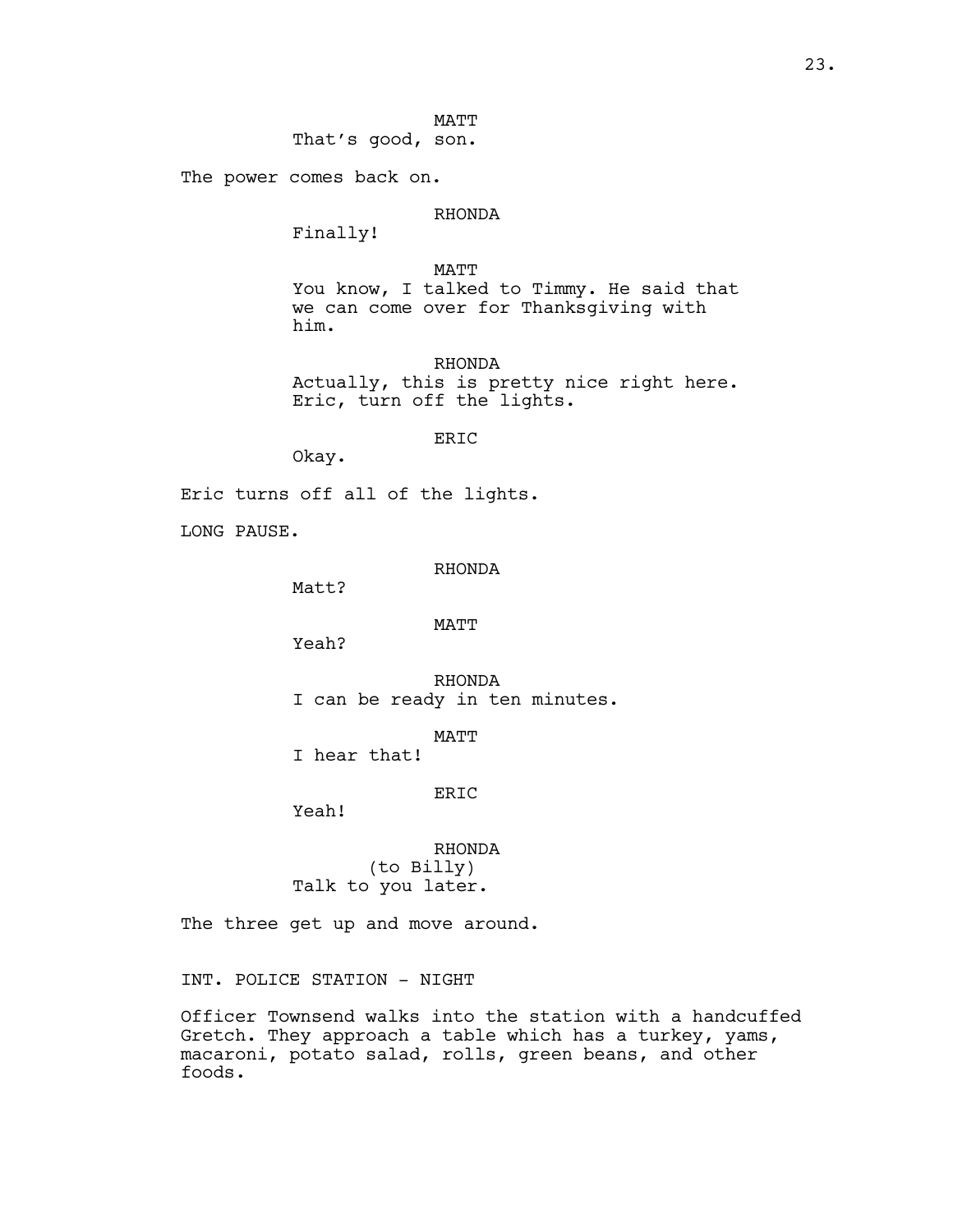MATT
That's good, son.

The power comes back on.

RHONDA
Finally!

MATT
You know, I talked to Timmy. He said that we can come over for Thanksgiving with him.

RHONDA
Actually, this is pretty nice right here. Eric, turn off the lights.

ERIC
Okay.

Eric turns off all of the lights.

LONG PAUSE.

RHONDA
Matt?

MATT
Yeah?

RHONDA
I can be ready in ten minutes.

MATT
I hear that!

ERIC
Yeah!

RHONDA
(to Billy)
Talk to you later.

The three get up and move around.

INT. POLICE STATION - NIGHT

Officer Townsend walks into the station with a handcuffed Gretch. They approach a table which has a turkey, yams, macaroni, potato salad, rolls, green beans, and other foods.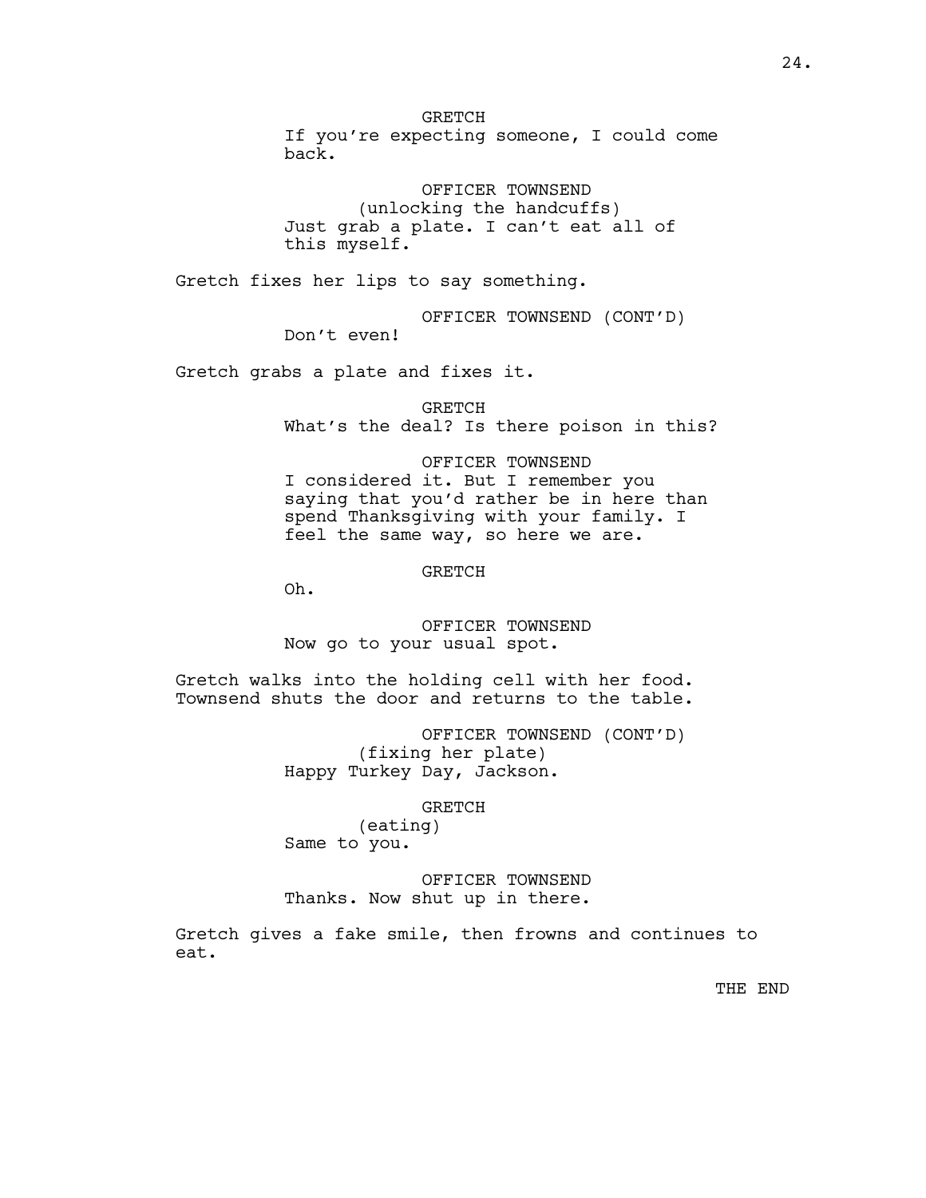GRETCH
If you're expecting someone, I could come back.

OFFICER TOWNSEND
(unlocking the handcuffs)
Just grab a plate. I can't eat all of this myself.

Gretch fixes her lips to say something.

OFFICER TOWNSEND (CONT'D)
Don't even!

Gretch grabs a plate and fixes it.

GRETCH
What's the deal? Is there poison in this?

OFFICER TOWNSEND
I considered it. But I remember you saying that you'd rather be in here than spend Thanksgiving with your family. I feel the same way, so here we are.

GRETCH
Oh.

OFFICER TOWNSEND
Now go to your usual spot.

Gretch walks into the holding cell with her food. Townsend shuts the door and returns to the table.

OFFICER TOWNSEND (CONT'D)
(fixing her plate)
Happy Turkey Day, Jackson.

GRETCH
(eating)
Same to you.

OFFICER TOWNSEND
Thanks. Now shut up in there.

Gretch gives a fake smile, then frowns and continues to eat.

THE END